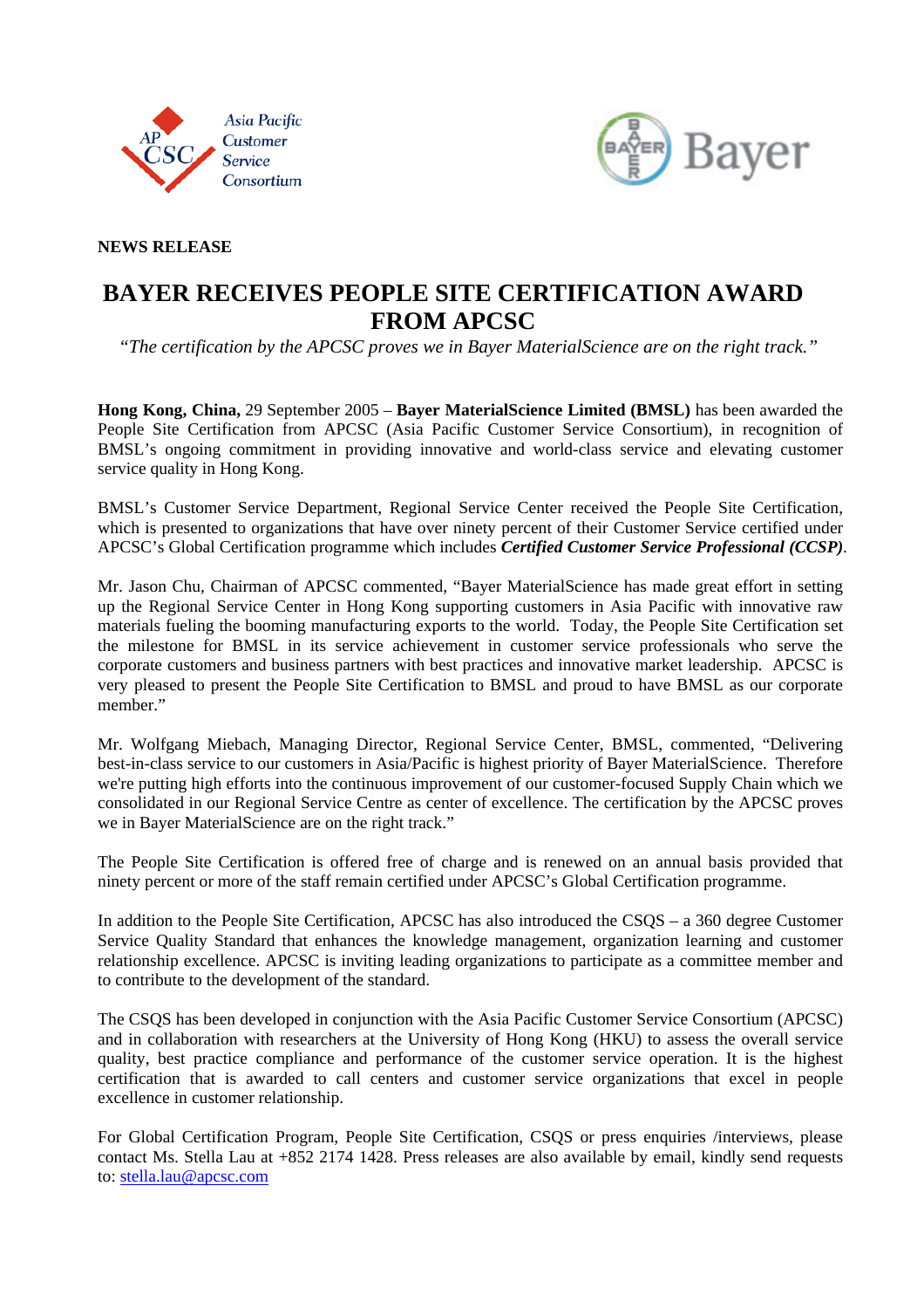**NEWS RELEASE**

# BAYER RECEIVES PEOPLE SITE CERTIFICATION AWARD FROM APCSC

*"The certification by the APCSC proves we in Bayer MaterialScience are on the right track."*

**Hong Kong, China,** 29 September 2005 – **Bayer MaterialScience Limited (BMSL)** has been awarded the People Site Certification from APCSC (Asia Pacific Customer Service Consortium), in recognition of BMSL's ongoing commitment in providing innovative and world-class service and elevating customer service quality in Hong Kong.

BMSL's Customer Service Department, Regional Service Center received the People Site Certification, which is presented to organizations that have over ninety percent of their Customer Service certified under APCSC's Global Certification programme which includes ***Certified Customer Service Professional (CCSP)***.

Mr. Jason Chu, Chairman of APCSC commented, "Bayer MaterialScience has made great effort in setting up the Regional Service Center in Hong Kong supporting customers in Asia Pacific with innovative raw materials fueling the booming manufacturing exports to the world. Today, the People Site Certification set the milestone for BMSL in its service achievement in customer service professionals who serve the corporate customers and business partners with best practices and innovative market leadership. APCSC is very pleased to present the People Site Certification to BMSL and proud to have BMSL as our corporate member."

Mr. Wolfgang Miebach, Managing Director, Regional Service Center, BMSL, commented, "Delivering best-in-class service to our customers in Asia/Pacific is highest priority of Bayer MaterialScience. Therefore we're putting high efforts into the continuous improvement of our customer-focused Supply Chain which we consolidated in our Regional Service Centre as center of excellence. The certification by the APCSC proves we in Bayer MaterialScience are on the right track."

The People Site Certification is offered free of charge and is renewed on an annual basis provided that ninety percent or more of the staff remain certified under APCSC's Global Certification programme.

In addition to the People Site Certification, APCSC has also introduced the CSQS – a 360 degree Customer Service Quality Standard that enhances the knowledge management, organization learning and customer relationship excellence. APCSC is inviting leading organizations to participate as a committee member and to contribute to the development of the standard.

The CSQS has been developed in conjunction with the Asia Pacific Customer Service Consortium (APCSC) and in collaboration with researchers at the University of Hong Kong (HKU) to assess the overall service quality, best practice compliance and performance of the customer service operation. It is the highest certification that is awarded to call centers and customer service organizations that excel in people excellence in customer relationship.

For Global Certification Program, People Site Certification, CSQS or press enquiries /interviews, please contact Ms. Stella Lau at +852 2174 1428. Press releases are also available by email, kindly send requests to: stella.lau@apcsc.com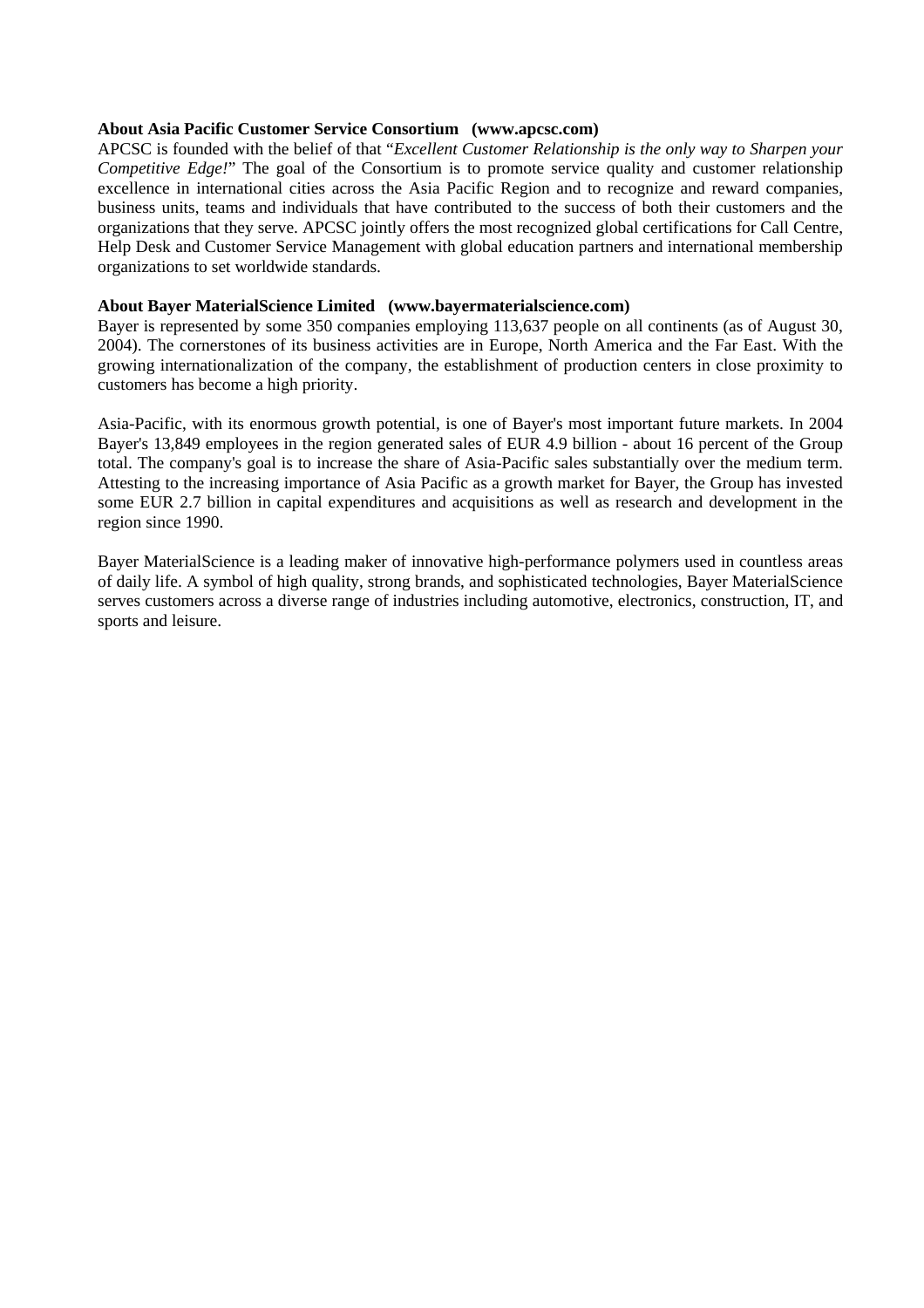**About Asia Pacific Customer Service Consortium (www.apcsc.com)**

APCSC is founded with the belief of that "*Excellent Customer Relationship is the only way to Sharpen your Competitive Edge!*" The goal of the Consortium is to promote service quality and customer relationship excellence in international cities across the Asia Pacific Region and to recognize and reward companies, business units, teams and individuals that have contributed to the success of both their customers and the organizations that they serve. APCSC jointly offers the most recognized global certifications for Call Centre, Help Desk and Customer Service Management with global education partners and international membership organizations to set worldwide standards.

**About Bayer MaterialScience Limited (www.bayermaterialscience.com)**

Bayer is represented by some 350 companies employing 113,637 people on all continents (as of August 30, 2004). The cornerstones of its business activities are in Europe, North America and the Far East. With the growing internationalization of the company, the establishment of production centers in close proximity to customers has become a high priority.

Asia-Pacific, with its enormous growth potential, is one of Bayer's most important future markets. In 2004 Bayer's 13,849 employees in the region generated sales of EUR 4.9 billion - about 16 percent of the Group total. The company's goal is to increase the share of Asia-Pacific sales substantially over the medium term. Attesting to the increasing importance of Asia Pacific as a growth market for Bayer, the Group has invested some EUR 2.7 billion in capital expenditures and acquisitions as well as research and development in the region since 1990.

Bayer MaterialScience is a leading maker of innovative high-performance polymers used in countless areas of daily life. A symbol of high quality, strong brands, and sophisticated technologies, Bayer MaterialScience serves customers across a diverse range of industries including automotive, electronics, construction, IT, and sports and leisure.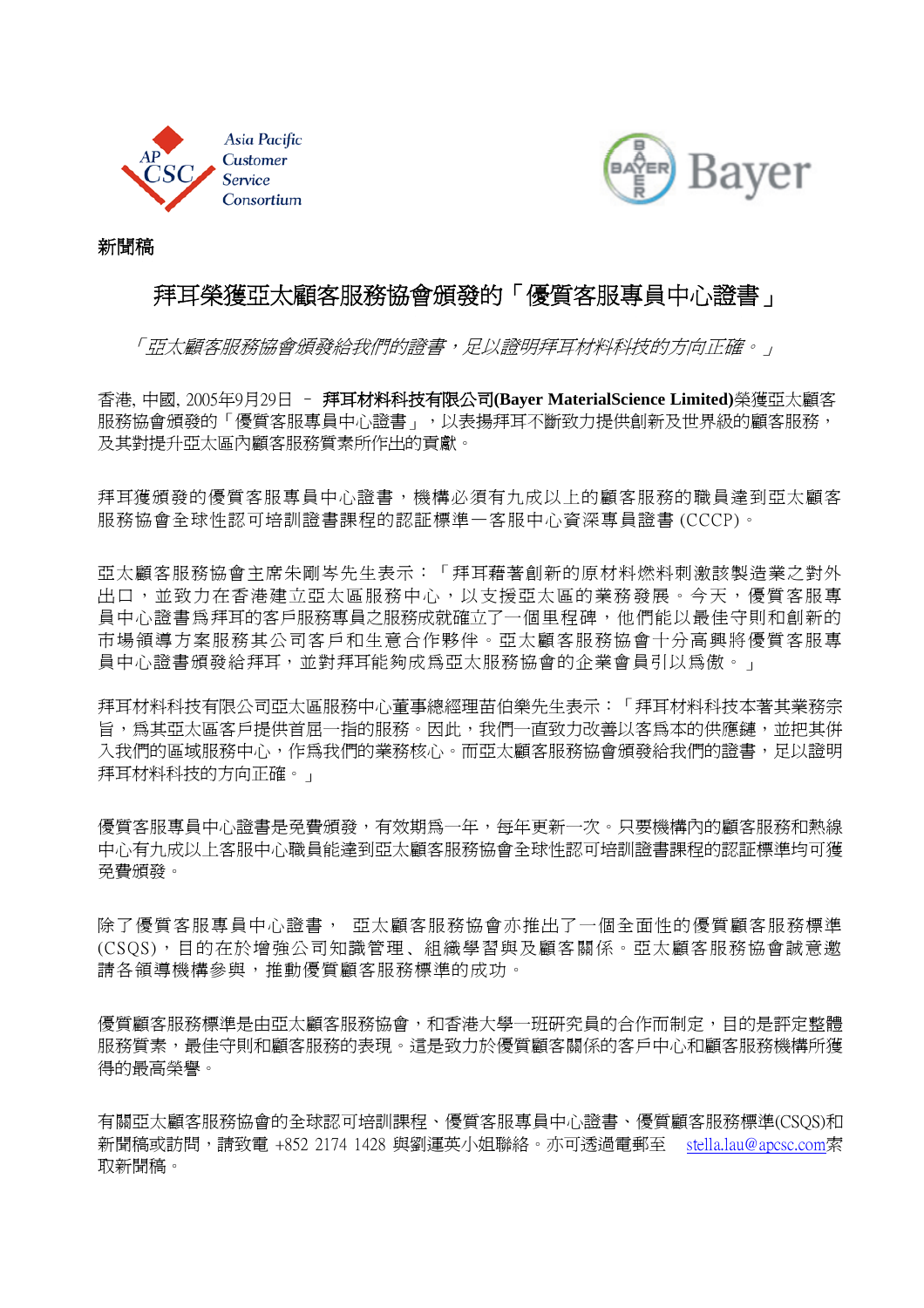Asia Pacific Customer Service Consortium

Bayer

**新聞稿**

# 拜耳榮獲亞太顧客服務協會頒發的「優質客服專員中心證書」

*「亞太顧客服務協會頒發給我們的證書，足以證明拜耳材料科技的方向正確。」*

香港, 中國, 2005年9月29日 – **拜耳材料科技有限公司(Bayer MaterialScience Limited)**榮獲亞太顧客服務協會頒發的「優質客服專員中心證書」，以表揚拜耳不斷致力提供創新及世界級的顧客服務，及其對提升亞太區內顧客服務質素所作出的貢獻。

拜耳獲頒發的優質客服專員中心證書，機構必須有九成以上的顧客服務的職員達到亞太顧客服務協會全球性認可培訓證書課程的認証標準－客服中心資深專員證書 (CCCP)。

亞太顧客服務協會主席朱剛岑先生表示：「拜耳藉著創新的原材料燃料刺激該製造業之對外出口，並致力在香港建立亞太區服務中心，以支援亞太區的業務發展。今天，優質客服專員中心證書爲拜耳的客戶服務專員之服務成就確立了一個里程碑，他們能以最佳守則和創新的市場領導方案服務其公司客戶和生意合作夥伴。亞太顧客服務協會十分高興將優質客服專員中心證書頒發給拜耳，並對拜耳能夠成爲亞太服務協會的企業會員引以爲傲。」

拜耳材料科技有限公司亞太區服務中心董事總經理苗伯樂先生表示：「拜耳材料科技本著其業務宗旨，爲其亞太區客戶提供首屈一指的服務。因此，我們一直致力改善以客爲本的供應鏈，並把其併入我們的區域服務中心，作爲我們的業務核心。而亞太顧客服務協會頒發給我們的證書，足以證明拜耳材料科技的方向正確。」

優質客服專員中心證書是免費頒發，有效期爲一年，每年更新一次。只要機構內的顧客服務和熱線中心有九成以上客服中心職員能達到亞太顧客服務協會全球性認可培訓證書課程的認証標準均可獲免費頒發。

除了優質客服專員中心證書， 亞太顧客服務協會亦推出了一個全面性的優質顧客服務標準(CSQS)，目的在於增強公司知識管理、組織學習與及顧客關係。亞太顧客服務協會誠意邀請各領導機構參與，推動優質顧客服務標準的成功。

優質顧客服務標準是由亞太顧客服務協會，和香港大學一班研究員的合作而制定，目的是評定整體服務質素，最佳守則和顧客服務的表現。這是致力於優質顧客關係的客戶中心和顧客服務機構所獲得的最高榮譽。

有關亞太顧客服務協會的全球認可培訓課程、優質客服專員中心證書、優質顧客服務標準(CSQS)和新聞稿或訪問，請致電 +852 2174 1428 與劉運英小姐聯絡。亦可透過電郵至 stella.lau@apcsc.com索取新聞稿。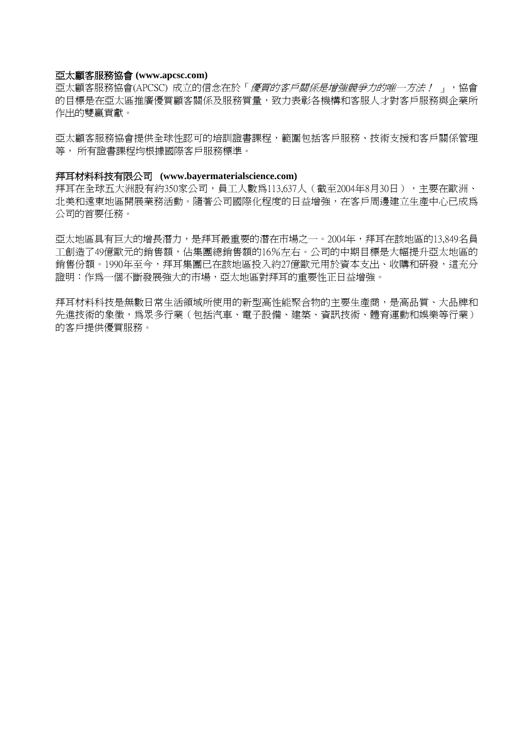**亞太顧客服務協會 (www.apcsc.com)**

亞太顧客服務協會(APCSC) 成立的信念在於「*優質的客戶關係是增強競爭力的唯一方法！* 」，協會的目標是在亞太區推廣優質顧客關係及服務質量，致力表彰各機構和客服人才對客戶服務與企業所作出的雙贏貢獻。

亞太顧客服務協會提供全球性認可的培訓證書課程，範圍包括客戶服務、技術支援和客戶關係管理等， 所有證書課程均根據國際客戶服務標準。

**拜耳材料科技有限公司 (www.bayermaterialscience.com)**

拜耳在全球五大洲設有約350家公司，員工人數爲113,637人（截至2004年8月30日），主要在歐洲、北美和遠東地區開展業務活動。隨著公司國際化程度的日益增強，在客戶周邊建立生產中心已成爲公司的首要任務。

亞太地區具有巨大的增長潛力，是拜耳最重要的潛在市場之一。2004年，拜耳在該地區的13,849名員工創造了49億歐元的銷售額，佔集團總銷售額的16%左右。公司的中期目標是大幅提升亞太地區的銷售份額。1990年至今，拜耳集團已在該地區投入約27億歐元用於資本支出、收購和研發，這充分證明：作爲一個不斷發展強大的市場，亞太地區對拜耳的重要性正日益增強。

拜耳材料科技是無數日常生活領域所使用的新型高性能聚合物的主要生產商，是高品質、大品牌和先進技術的象徵，爲眾多行業（包括汽車、電子設備、建築、資訊技術、體育運動和娛樂等行業）的客戶提供優質服務。